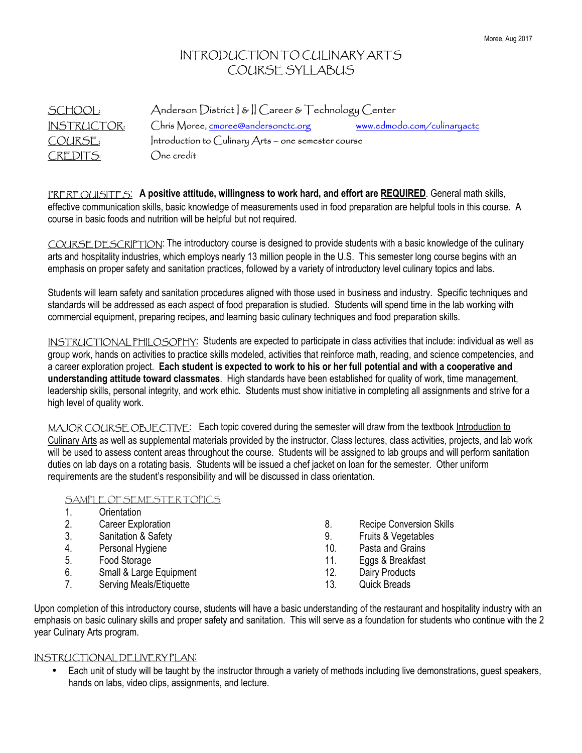Moree, Aug 2017

# INTRODUCTION TO CULINARY ARTS
# COURSE SYLLABUS

SCHOOL: Anderson District I & II Career & Technology Center
INSTRUCTOR: Chris Moree, cmoree@andersonctc.org www.edmodo.com/culinaryactc
COURSE: Introduction to Culinary Arts – one semester course
CREDITS: One credit

PREREQUISITES: **A positive attitude, willingness to work hard, and effort are REQUIRED**. General math skills, effective communication skills, basic knowledge of measurements used in food preparation are helpful tools in this course. A course in basic foods and nutrition will be helpful but not required.

COURSE DESCRIPTION: The introductory course is designed to provide students with a basic knowledge of the culinary arts and hospitality industries, which employs nearly 13 million people in the U.S. This semester long course begins with an emphasis on proper safety and sanitation practices, followed by a variety of introductory level culinary topics and labs.

Students will learn safety and sanitation procedures aligned with those used in business and industry. Specific techniques and standards will be addressed as each aspect of food preparation is studied. Students will spend time in the lab working with commercial equipment, preparing recipes, and learning basic culinary techniques and food preparation skills.

INSTRUCTIONAL PHILOSOPHY: Students are expected to participate in class activities that include: individual as well as group work, hands on activities to practice skills modeled, activities that reinforce math, reading, and science competencies, and a career exploration project. **Each student is expected to work to his or her full potential and with a cooperative and understanding attitude toward classmates**. High standards have been established for quality of work, time management, leadership skills, personal integrity, and work ethic. Students must show initiative in completing all assignments and strive for a high level of quality work.

MAJOR COURSE OBJECTIVE: Each topic covered during the semester will draw from the textbook Introduction to Culinary Arts as well as supplemental materials provided by the instructor. Class lectures, class activities, projects, and lab work will be used to assess content areas throughout the course. Students will be assigned to lab groups and will perform sanitation duties on lab days on a rotating basis. Students will be issued a chef jacket on loan for the semester. Other uniform requirements are the student's responsibility and will be discussed in class orientation.

SAMPLE OF SEMESTER TOPICS

1. Orientation
2. Career Exploration
3. Sanitation & Safety
4. Personal Hygiene
5. Food Storage
6. Small & Large Equipment
7. Serving Meals/Etiquette
8. Recipe Conversion Skills
9. Fruits & Vegetables
10. Pasta and Grains
11. Eggs & Breakfast
12. Dairy Products
13. Quick Breads

Upon completion of this introductory course, students will have a basic understanding of the restaurant and hospitality industry with an emphasis on basic culinary skills and proper safety and sanitation. This will serve as a foundation for students who continue with the 2 year Culinary Arts program.

INSTRUCTIONAL DELIVERY PLAN:

- Each unit of study will be taught by the instructor through a variety of methods including live demonstrations, guest speakers, hands on labs, video clips, assignments, and lecture.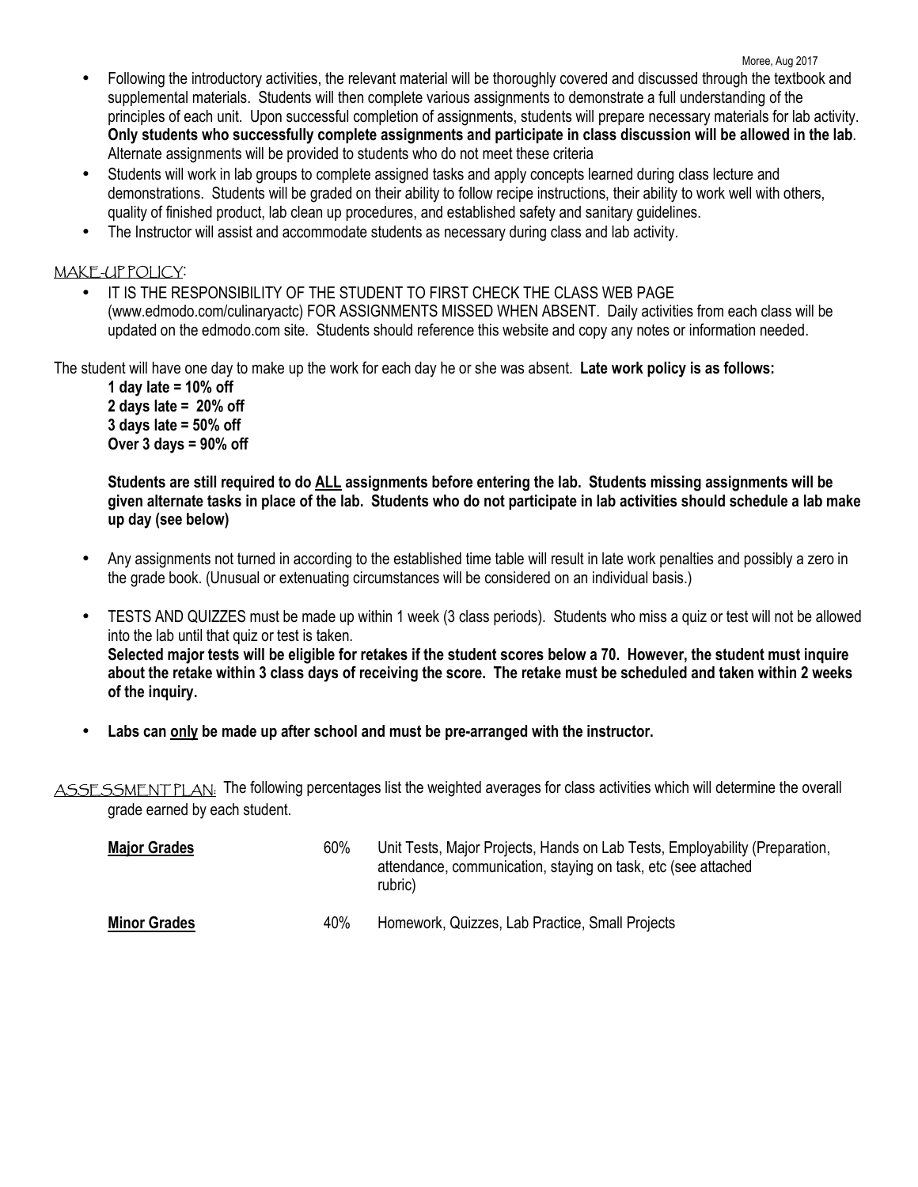- Following the introductory activities, the relevant material will be thoroughly covered and discussed through the textbook and supplemental materials. Students will then complete various assignments to demonstrate a full understanding of the principles of each unit. Upon successful completion of assignments, students will prepare necessary materials for lab activity. **Only students who successfully complete assignments and participate in class discussion will be allowed in the lab**. Alternate assignments will be provided to students who do not meet these criteria
- Students will work in lab groups to complete assigned tasks and apply concepts learned during class lecture and demonstrations. Students will be graded on their ability to follow recipe instructions, their ability to work well with others, quality of finished product, lab clean up procedures, and established safety and sanitary guidelines.
- The Instructor will assist and accommodate students as necessary during class and lab activity.

## MAKE-UP POLICY:

- IT IS THE RESPONSIBILITY OF THE STUDENT TO FIRST CHECK THE CLASS WEB PAGE (www.edmodo.com/culinaryactc) FOR ASSIGNMENTS MISSED WHEN ABSENT. Daily activities from each class will be updated on the edmodo.com site. Students should reference this website and copy any notes or information needed.

The student will have one day to make up the work for each day he or she was absent. **Late work policy is as follows:**

**1 day late = 10% off**
**2 days late = 20% off**
**3 days late = 50% off**
**Over 3 days = 90% off**

**Students are still required to do <u>ALL</u> assignments before entering the lab. Students missing assignments will be given alternate tasks in place of the lab. Students who do not participate in lab activities should schedule a lab make up day (see below)**

- Any assignments not turned in according to the established time table will result in late work penalties and possibly a zero in the grade book. (Unusual or extenuating circumstances will be considered on an individual basis.)
- TESTS AND QUIZZES must be made up within 1 week (3 class periods). Students who miss a quiz or test will not be allowed into the lab until that quiz or test is taken.
  **Selected major tests will be eligible for retakes if the student scores below a 70. However, the student must inquire about the retake within 3 class days of receiving the score. The retake must be scheduled and taken within 2 weeks of the inquiry.**
- **Labs can <u>only</u> be made up after school and must be pre-arranged with the instructor.**

## ASSESSMENT PLAN:

The following percentages list the weighted averages for class activities which will determine the overall grade earned by each student.

| | | |
|---|---|---|
| **<u>Major Grades</u>** | 60% | Unit Tests, Major Projects, Hands on Lab Tests, Employability (Preparation, attendance, communication, staying on task, etc (see attached rubric) |
| **<u>Minor Grades</u>** | 40% | Homework, Quizzes, Lab Practice, Small Projects |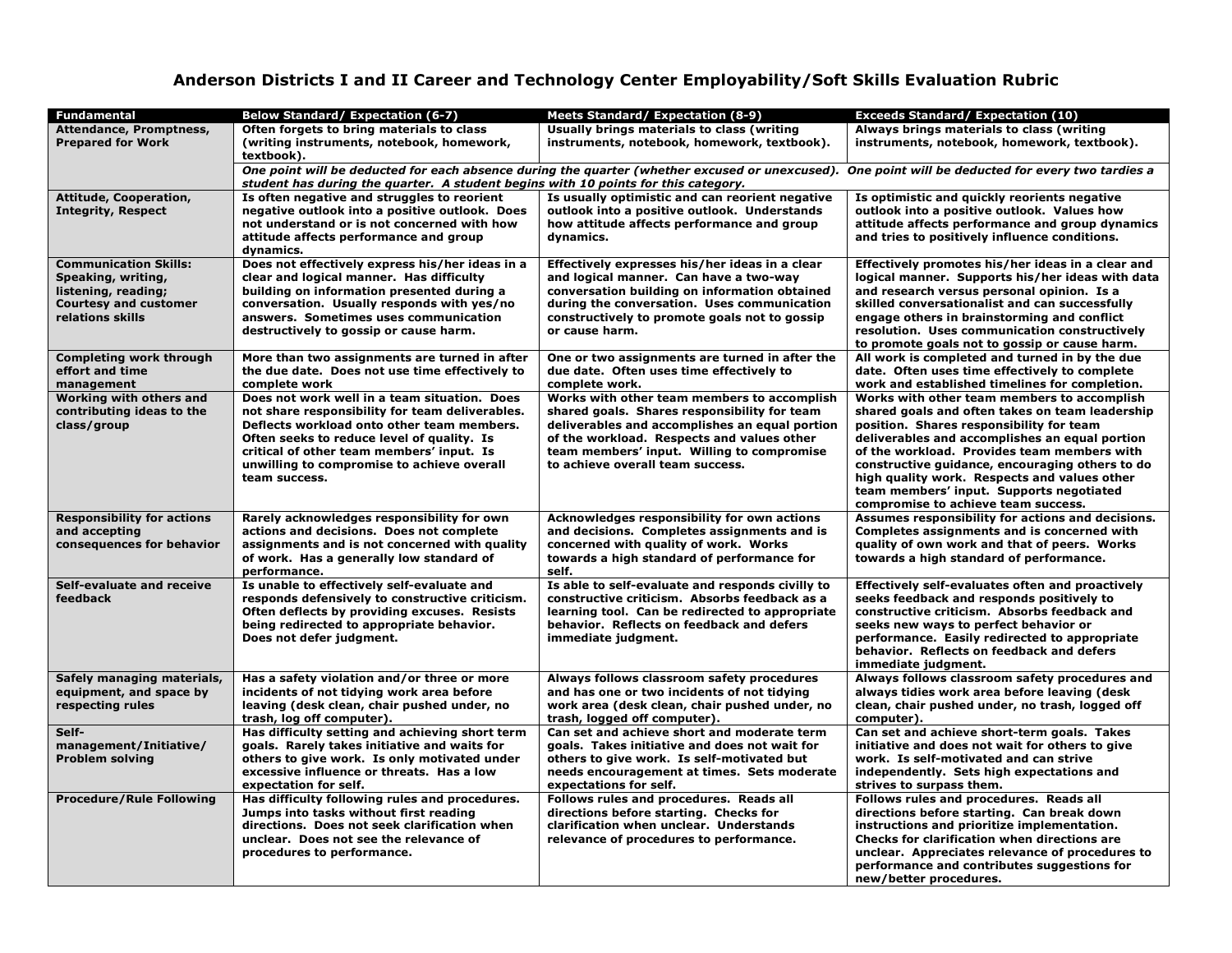# Anderson Districts I and II Career and Technology Center Employability/Soft Skills Evaluation Rubric

| Fundamental | Below Standard/ Expectation (6-7) | Meets Standard/ Expectation (8-9) | Exceeds Standard/ Expectation (10) |
|---|---|---|---|
| **Attendance, Promptness, Prepared for Work** | Often forgets to bring materials to class (writing instruments, notebook, homework, textbook). | Usually brings materials to class (writing instruments, notebook, homework, textbook). | Always brings materials to class (writing instruments, notebook, homework, textbook). |
| | *One point will be deducted for each absence during the quarter (whether excused or unexcused). One point will be deducted for every two tardies a student has during the quarter. A student begins with 10 points for this category.* | | |
| **Attitude, Cooperation, Integrity, Respect** | Is often negative and struggles to reorient negative outlook into a positive outlook. Does not understand or is not concerned with how attitude affects performance and group dynamics. | Is usually optimistic and can reorient negative outlook into a positive outlook. Understands how attitude affects performance and group dynamics. | Is optimistic and quickly reorients negative outlook into a positive outlook. Values how attitude affects performance and group dynamics and tries to positively influence conditions. |
| **Communication Skills: Speaking, writing, listening, reading; Courtesy and customer relations skills** | Does not effectively express his/her ideas in a clear and logical manner. Has difficulty building on information presented during a conversation. Usually responds with yes/no answers. Sometimes uses communication destructively to gossip or cause harm. | Effectively expresses his/her ideas in a clear and logical manner. Can have a two-way conversation building on information obtained during the conversation. Uses communication constructively to promote goals not to gossip or cause harm. | Effectively promotes his/her ideas in a clear and logical manner. Supports his/her ideas with data and research versus personal opinion. Is a skilled conversationalist and can successfully engage others in brainstorming and conflict resolution. Uses communication constructively to promote goals not to gossip or cause harm. |
| **Completing work through effort and time management** | More than two assignments are turned in after the due date. Does not use time effectively to complete work | One or two assignments are turned in after the due date. Often uses time effectively to complete work. | All work is completed and turned in by the due date. Often uses time effectively to complete work and established timelines for completion. |
| **Working with others and contributing ideas to the class/group** | Does not work well in a team situation. Does not share responsibility for team deliverables. Deflects workload onto other team members. Often seeks to reduce level of quality. Is critical of other team members' input. Is unwilling to compromise to achieve overall team success. | Works with other team members to accomplish shared goals. Shares responsibility for team deliverables and accomplishes an equal portion of the workload. Respects and values other team members' input. Willing to compromise to achieve overall team success. | Works with other team members to accomplish shared goals and often takes on team leadership position. Shares responsibility for team deliverables and accomplishes an equal portion of the workload. Provides team members with constructive guidance, encouraging others to do high quality work. Respects and values other team members' input. Supports negotiated compromise to achieve team success. |
| **Responsibility for actions and accepting consequences for behavior** | Rarely acknowledges responsibility for own actions and decisions. Does not complete assignments and is not concerned with quality of work. Has a generally low standard of performance. | Acknowledges responsibility for own actions and decisions. Completes assignments and is concerned with quality of work. Works towards a high standard of performance for self. | Assumes responsibility for actions and decisions. Completes assignments and is concerned with quality of own work and that of peers. Works towards a high standard of performance. |
| **Self-evaluate and receive feedback** | Is unable to effectively self-evaluate and responds defensively to constructive criticism. Often deflects by providing excuses. Resists being redirected to appropriate behavior. Does not defer judgment. | Is able to self-evaluate and responds civilly to constructive criticism. Absorbs feedback as a learning tool. Can be redirected to appropriate behavior. Reflects on feedback and defers immediate judgment. | Effectively self-evaluates often and proactively seeks feedback and responds positively to constructive criticism. Absorbs feedback and seeks new ways to perfect behavior or performance. Easily redirected to appropriate behavior. Reflects on feedback and defers immediate judgment. |
| **Safely managing materials, equipment, and space by respecting rules** | Has a safety violation and/or three or more incidents of not tidying work area before leaving (desk clean, chair pushed under, no trash, log off computer). | Always follows classroom safety procedures and has one or two incidents of not tidying work area (desk clean, chair pushed under, no trash, logged off computer). | Always follows classroom safety procedures and always tidies work area before leaving (desk clean, chair pushed under, no trash, logged off computer). |
| **Self-management/Initiative/ Problem solving** | Has difficulty setting and achieving short term goals. Rarely takes initiative and waits for others to give work. Is only motivated under excessive influence or threats. Has a low expectation for self. | Can set and achieve short and moderate term goals. Takes initiative and does not wait for others to give work. Is self-motivated but needs encouragement at times. Sets moderate expectations for self. | Can set and achieve short-term goals. Takes initiative and does not wait for others to give work. Is self-motivated and can strive independently. Sets high expectations and strives to surpass them. |
| **Procedure/Rule Following** | Has difficulty following rules and procedures. Jumps into tasks without first reading directions. Does not seek clarification when unclear. Does not see the relevance of procedures to performance. | Follows rules and procedures. Reads all directions before starting. Checks for clarification when unclear. Understands relevance of procedures to performance. | Follows rules and procedures. Reads all directions before starting. Can break down instructions and prioritize implementation. Checks for clarification when directions are unclear. Appreciates relevance of procedures to performance and contributes suggestions for new/better procedures. |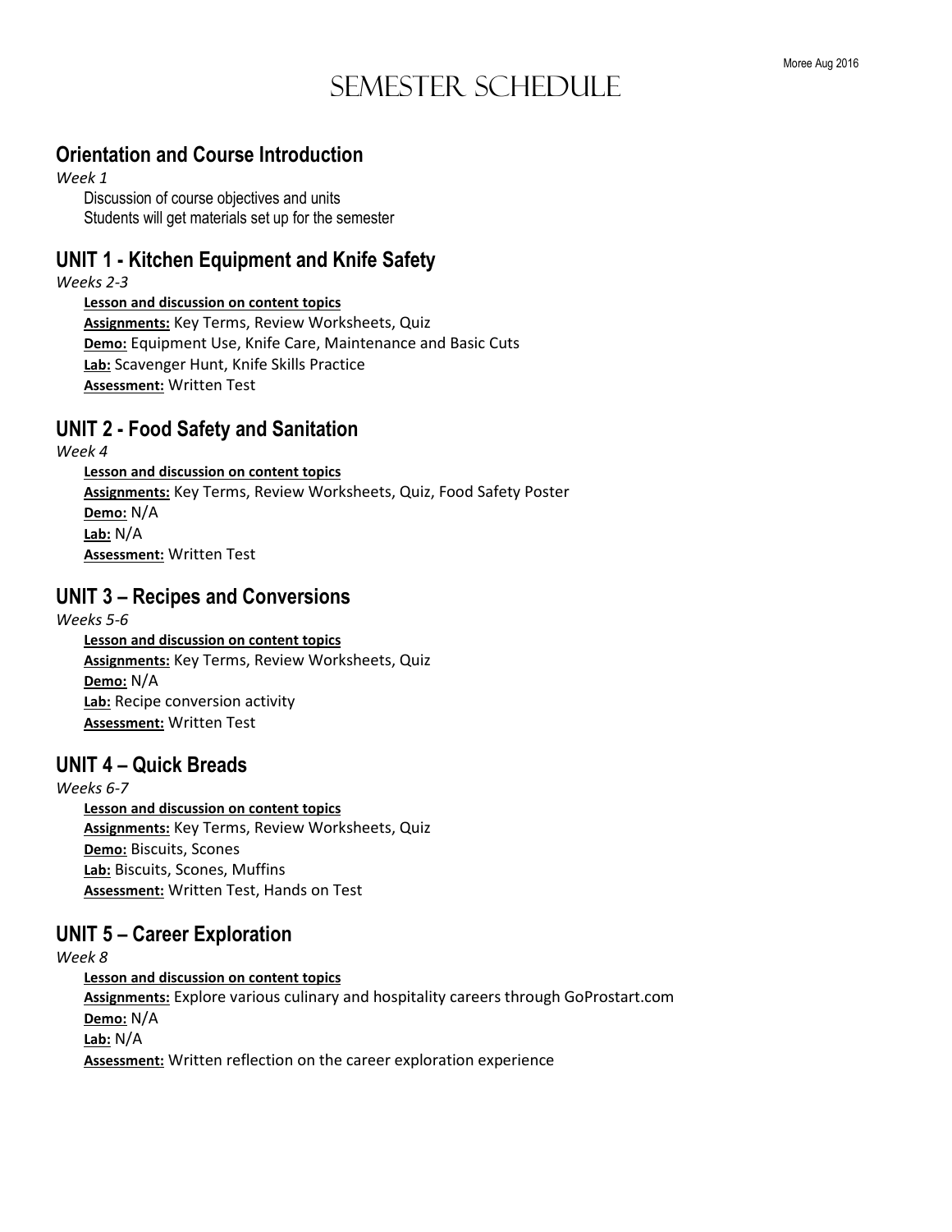# Semester Schedule

## Orientation and Course Introduction

*Week 1*

Discussion of course objectives and units
Students will get materials set up for the semester

## UNIT 1 - Kitchen Equipment and Knife Safety

*Weeks 2-3*

**Lesson and discussion on content topics**
**Assignments:** Key Terms, Review Worksheets, Quiz
**Demo:** Equipment Use, Knife Care, Maintenance and Basic Cuts
**Lab:** Scavenger Hunt, Knife Skills Practice
**Assessment:** Written Test

## UNIT 2 - Food Safety and Sanitation

*Week 4*

**Lesson and discussion on content topics**
**Assignments:** Key Terms, Review Worksheets, Quiz, Food Safety Poster
**Demo:** N/A
**Lab:** N/A
**Assessment:** Written Test

## UNIT 3 – Recipes and Conversions

*Weeks 5-6*

**Lesson and discussion on content topics**
**Assignments:** Key Terms, Review Worksheets, Quiz
**Demo:** N/A
**Lab:** Recipe conversion activity
**Assessment:** Written Test

## UNIT 4 – Quick Breads

*Weeks 6-7*

**Lesson and discussion on content topics**
**Assignments:** Key Terms, Review Worksheets, Quiz
**Demo:** Biscuits, Scones
**Lab:** Biscuits, Scones, Muffins
**Assessment:** Written Test, Hands on Test

## UNIT 5 – Career Exploration

*Week 8*

**Lesson and discussion on content topics**
**Assignments:** Explore various culinary and hospitality careers through GoProstart.com
**Demo:** N/A
**Lab:** N/A
**Assessment:** Written reflection on the career exploration experience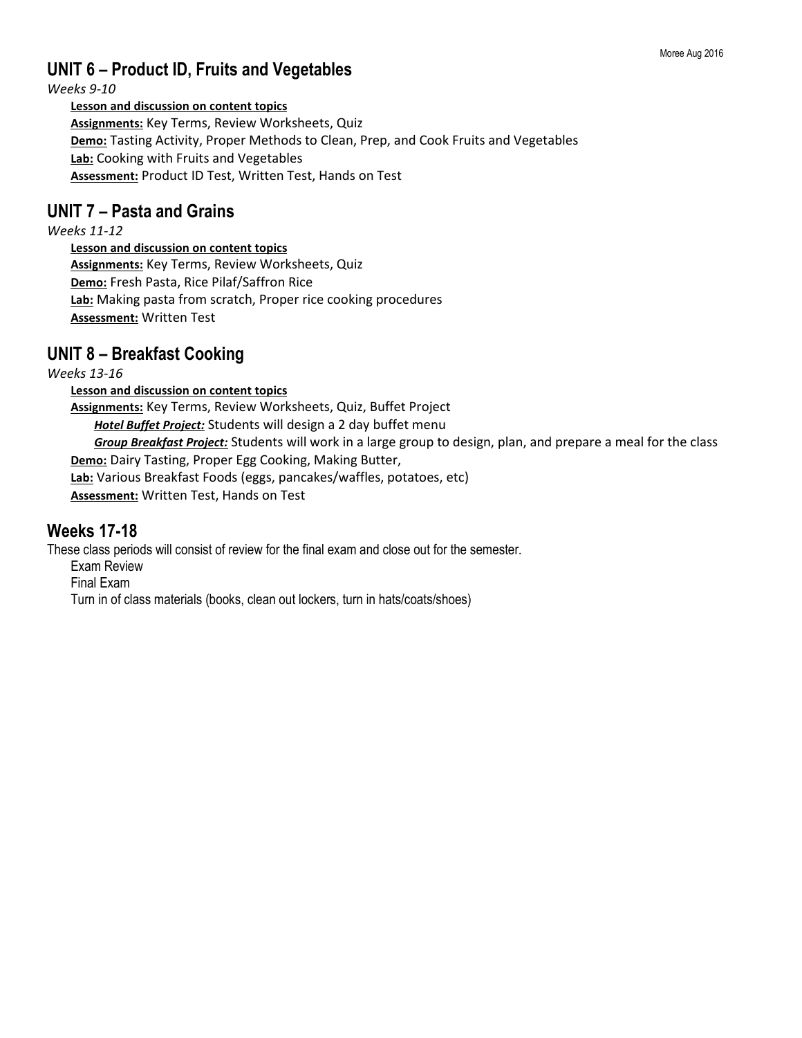## UNIT 6 – Product ID, Fruits and Vegetables

*Weeks 9-10*

**Lesson and discussion on content topics**

**Assignments:** Key Terms, Review Worksheets, Quiz

**Demo:** Tasting Activity, Proper Methods to Clean, Prep, and Cook Fruits and Vegetables

**Lab:** Cooking with Fruits and Vegetables

**Assessment:** Product ID Test, Written Test, Hands on Test

## UNIT 7 – Pasta and Grains

*Weeks 11-12*

**Lesson and discussion on content topics**

**Assignments:** Key Terms, Review Worksheets, Quiz

**Demo:** Fresh Pasta, Rice Pilaf/Saffron Rice

**Lab:** Making pasta from scratch, Proper rice cooking procedures

**Assessment:** Written Test

## UNIT 8 – Breakfast Cooking

*Weeks 13-16*

**Lesson and discussion on content topics**

**Assignments:** Key Terms, Review Worksheets, Quiz, Buffet Project

- ***Hotel Buffet Project:*** Students will design a 2 day buffet menu
- ***Group Breakfast Project:*** Students will work in a large group to design, plan, and prepare a meal for the class

**Demo:** Dairy Tasting, Proper Egg Cooking, Making Butter,

**Lab:** Various Breakfast Foods (eggs, pancakes/waffles, potatoes, etc)

**Assessment:** Written Test, Hands on Test

## Weeks 17-18

These class periods will consist of review for the final exam and close out for the semester.

Exam Review

Final Exam

Turn in of class materials (books, clean out lockers, turn in hats/coats/shoes)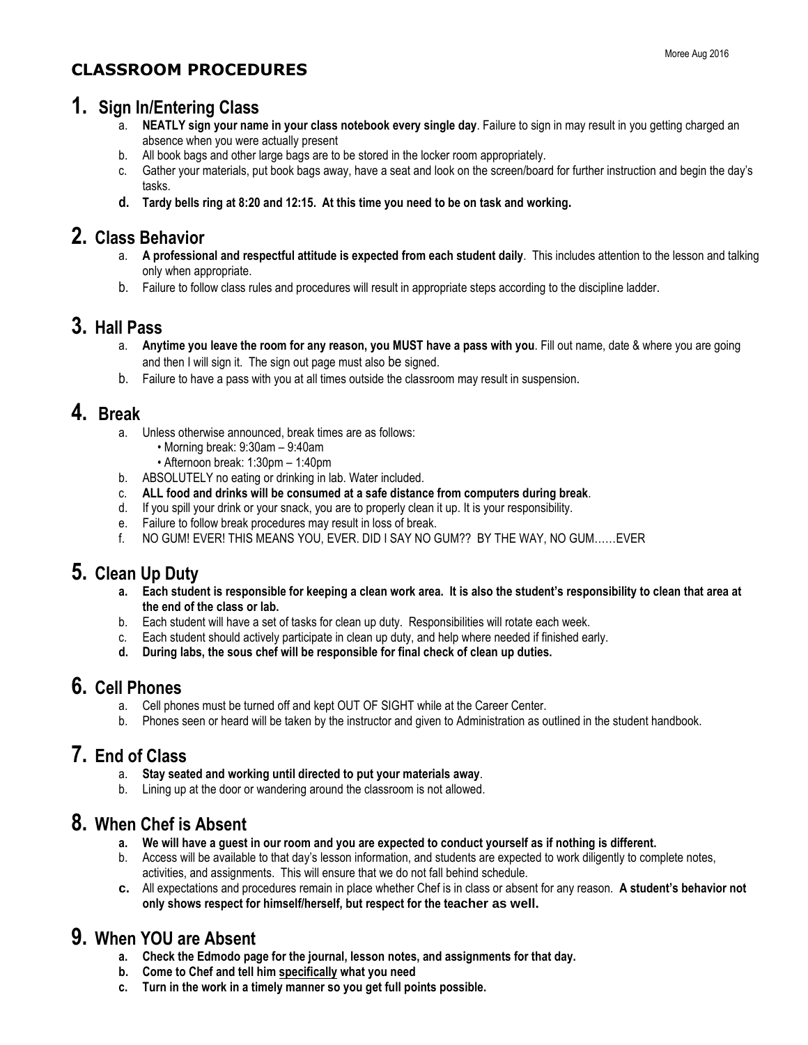Moree Aug 2016

## CLASSROOM PROCEDURES

## 1. Sign In/Entering Class

a. **NEATLY sign your name in your class notebook every single day**. Failure to sign in may result in you getting charged an absence when you were actually present
b. All book bags and other large bags are to be stored in the locker room appropriately.
c. Gather your materials, put book bags away, have a seat and look on the screen/board for further instruction and begin the day's tasks.
d. **Tardy bells ring at 8:20 and 12:15. At this time you need to be on task and working.**

## 2. Class Behavior

a. **A professional and respectful attitude is expected from each student daily**. This includes attention to the lesson and talking only when appropriate.
b. Failure to follow class rules and procedures will result in appropriate steps according to the discipline ladder.

## 3. Hall Pass

a. **Anytime you leave the room for any reason, you MUST have a pass with you**. Fill out name, date & where you are going and then I will sign it. The sign out page must also be signed.
b. Failure to have a pass with you at all times outside the classroom may result in suspension.

## 4. Break

a. Unless otherwise announced, break times are as follows:
   - Morning break: 9:30am – 9:40am
   - Afternoon break: 1:30pm – 1:40pm
b. ABSOLUTELY no eating or drinking in lab. Water included.
c. **ALL food and drinks will be consumed at a safe distance from computers during break**.
d. If you spill your drink or your snack, you are to properly clean it up. It is your responsibility.
e. Failure to follow break procedures may result in loss of break.
f. NO GUM! EVER! THIS MEANS YOU, EVER. DID I SAY NO GUM?? BY THE WAY, NO GUM……EVER

## 5. Clean Up Duty

a. **Each student is responsible for keeping a clean work area. It is also the student's responsibility to clean that area at the end of the class or lab.**
b. Each student will have a set of tasks for clean up duty. Responsibilities will rotate each week.
c. Each student should actively participate in clean up duty, and help where needed if finished early.
d. **During labs, the sous chef will be responsible for final check of clean up duties.**

## 6. Cell Phones

a. Cell phones must be turned off and kept OUT OF SIGHT while at the Career Center.
b. Phones seen or heard will be taken by the instructor and given to Administration as outlined in the student handbook.

## 7. End of Class

a. **Stay seated and working until directed to put your materials away**.
b. Lining up at the door or wandering around the classroom is not allowed.

## 8. When Chef is Absent

a. **We will have a guest in our room and you are expected to conduct yourself as if nothing is different.**
b. Access will be available to that day's lesson information, and students are expected to work diligently to complete notes, activities, and assignments. This will ensure that we do not fall behind schedule.
c. All expectations and procedures remain in place whether Chef is in class or absent for any reason. **A student's behavior not only shows respect for himself/herself, but respect for the teacher as well.**

## 9. When YOU are Absent

a. **Check the Edmodo page for the journal, lesson notes, and assignments for that day.**
b. **Come to Chef and tell him <u>specifically</u> what you need**
c. **Turn in the work in a timely manner so you get full points possible.**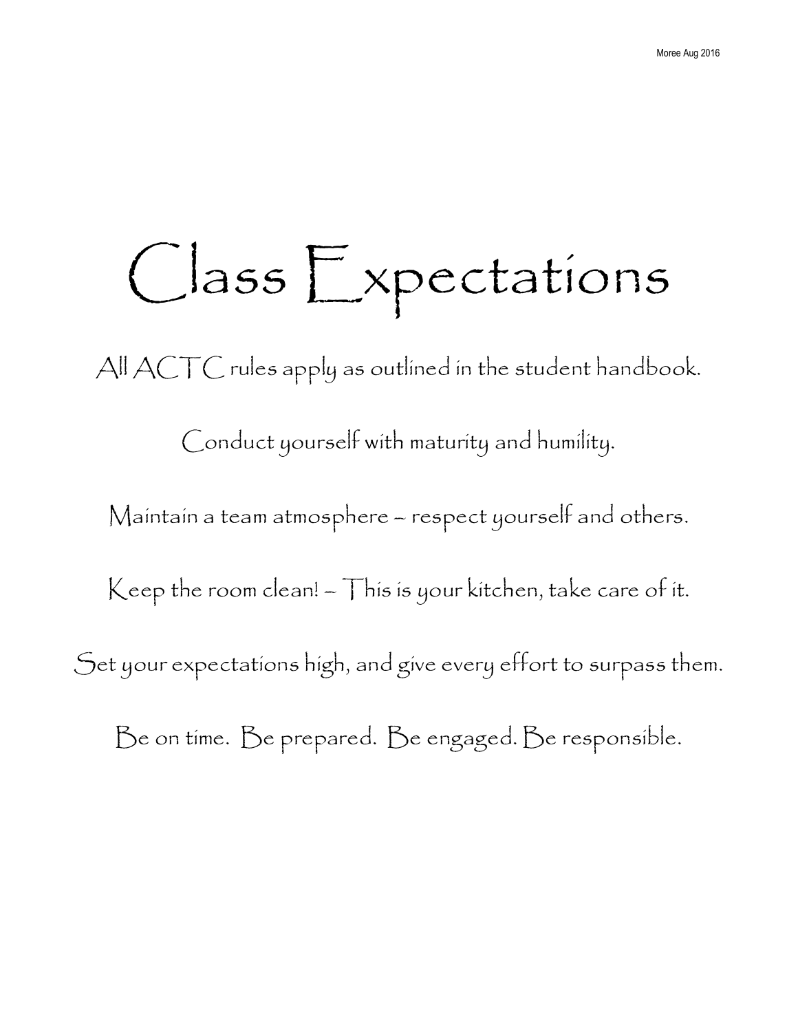# Class Expectations

All ACTC rules apply as outlined in the student handbook.

Conduct yourself with maturity and humility.

Maintain a team atmosphere – respect yourself and others.

Keep the room clean! – This is your kitchen, take care of it.

Set your expectations high, and give every effort to surpass them.

Be on time. Be prepared. Be engaged. Be responsible.